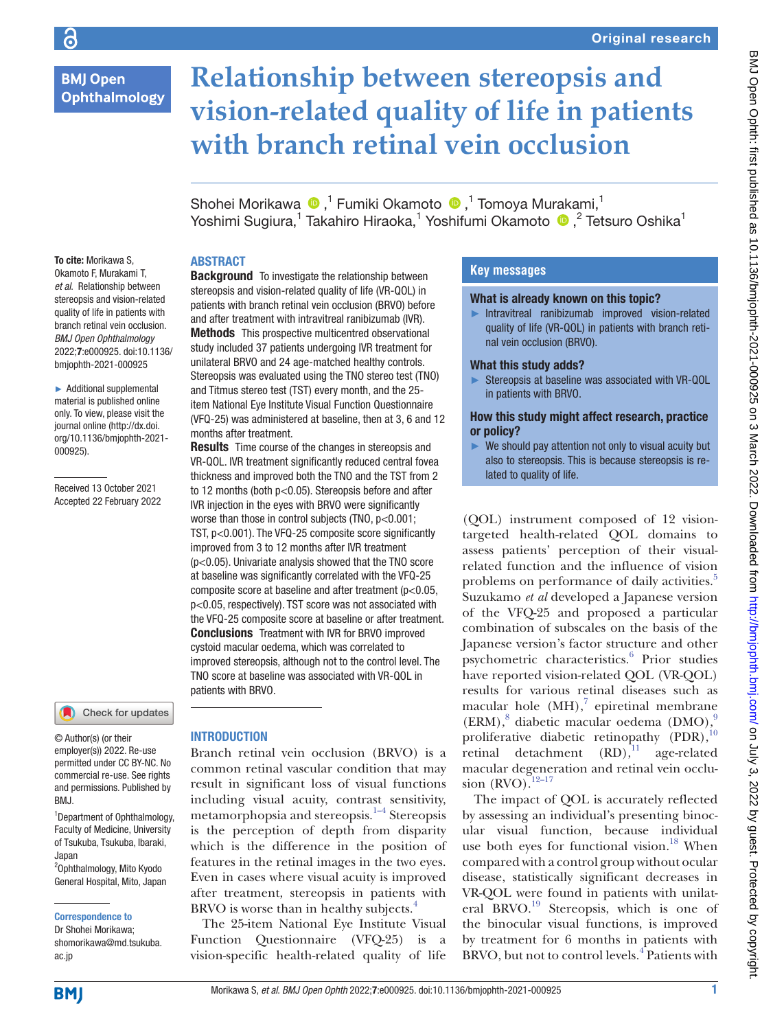Original research

# Relationship between stereopsis and vision-related quality of life in patients with branch retinal vein occlusion

Shohei Morikawa,[1] Fumiki Okamoto,[1] Tomoya Murakami,[1] Yoshimi Sugiura,[1] Takahiro Hiraoka,[1] Yoshifumi Okamoto,[2] Tetsuro Oshika[1]

**To cite:** Morikawa S, Okamoto F, Murakami T, *et al*. Relationship between stereopsis and vision-related quality of life in patients with branch retinal vein occlusion. *BMJ Open Ophthalmology* 2022;**7**:e000925. doi:10.1136/bmjophth-2021-000925

► Additional supplemental material is published online only. To view, please visit the journal online (http://dx.doi.org/10.1136/bmjophth-2021-000925).

Received 13 October 2021
Accepted 22 February 2022

© Author(s) (or their employer(s)) 2022. Re-use permitted under CC BY-NC. No commercial re-use. See rights and permissions. Published by BMJ.

[1]Department of Ophthalmology, Faculty of Medicine, University of Tsukuba, Tsukuba, Ibaraki, Japan
[2]Ophthalmology, Mito Kyodo General Hospital, Mito, Japan

**Correspondence to**
Dr Shohei Morikawa; shomorikawa@md.tsukuba.ac.jp

## ABSTRACT

**Background** To investigate the relationship between stereopsis and vision-related quality of life (VR-QOL) in patients with branch retinal vein occlusion (BRVO) before and after treatment with intravitreal ranibizumab (IVR).

**Methods** This prospective multicentred observational study included 37 patients undergoing IVR treatment for unilateral BRVO and 24 age-matched healthy controls. Stereopsis was evaluated using the TNO stereo test (TNO) and Titmus stereo test (TST) every month, and the 25-item National Eye Institute Visual Function Questionnaire (VFQ-25) was administered at baseline, then at 3, 6 and 12 months after treatment.

**Results** Time course of the changes in stereopsis and VR-QOL. IVR treatment significantly reduced central fovea thickness and improved both the TNO and the TST from 2 to 12 months (both p<0.05). Stereopsis before and after IVR injection in the eyes with BRVO were significantly worse than those in control subjects (TNO, p<0.001; TST, p<0.001). The VFQ-25 composite score significantly improved from 3 to 12 months after IVR treatment (p<0.05). Univariate analysis showed that the TNO score at baseline was significantly correlated with the VFQ-25 composite score at baseline and after treatment (p<0.05, p<0.05, respectively). TST score was not associated with the VFQ-25 composite score at baseline or after treatment.

**Conclusions** Treatment with IVR for BRVO improved cystoid macular oedema, which was correlated to improved stereopsis, although not to the control level. The TNO score at baseline was associated with VR-QOL in patients with BRVO.

## Key messages

**What is already known on this topic?**
► Intravitreal ranibizumab improved vision-related quality of life (VR-QOL) in patients with branch retinal vein occlusion (BRVO).

**What this study adds?**
► Stereopsis at baseline was associated with VR-QOL in patients with BRVO.

**How this study might affect research, practice or policy?**
► We should pay attention not only to visual acuity but also to stereopsis. This is because stereopsis is related to quality of life.

## INTRODUCTION

Branch retinal vein occlusion (BRVO) is a common retinal vascular condition that may result in significant loss of visual functions including visual acuity, contrast sensitivity, metamorphopsia and stereopsis.[1–4] Stereopsis is the perception of depth from disparity which is the difference in the position of features in the retinal images in the two eyes. Even in cases where visual acuity is improved after treatment, stereopsis in patients with BRVO is worse than in healthy subjects.[4]

The 25-item National Eye Institute Visual Function Questionnaire (VFQ-25) is a vision-specific health-related quality of life (QOL) instrument composed of 12 vision-targeted health-related QOL domains to assess patients' perception of their visual-related function and the influence of vision problems on performance of daily activities.[5] Suzukamo *et al* developed a Japanese version of the VFQ-25 and proposed a particular combination of subscales on the basis of the Japanese version's factor structure and other psychometric characteristics.[6] Prior studies have reported vision-related QOL (VR-QOL) results for various retinal diseases such as macular hole (MH),[7] epiretinal membrane (ERM),[8] diabetic macular oedema (DMO),[9] proliferative diabetic retinopathy (PDR),[10] retinal detachment (RD),[11] age-related macular degeneration and retinal vein occlusion (RVO).[12–17]

The impact of QOL is accurately reflected by assessing an individual's presenting binocular visual function, because individual use both eyes for functional vision.[18] When compared with a control group without ocular disease, statistically significant decreases in VR-QOL were found in patients with unilateral BRVO.[19] Stereopsis, which is one of the binocular visual functions, is improved by treatment for 6 months in patients with BRVO, but not to control levels.[4] Patients with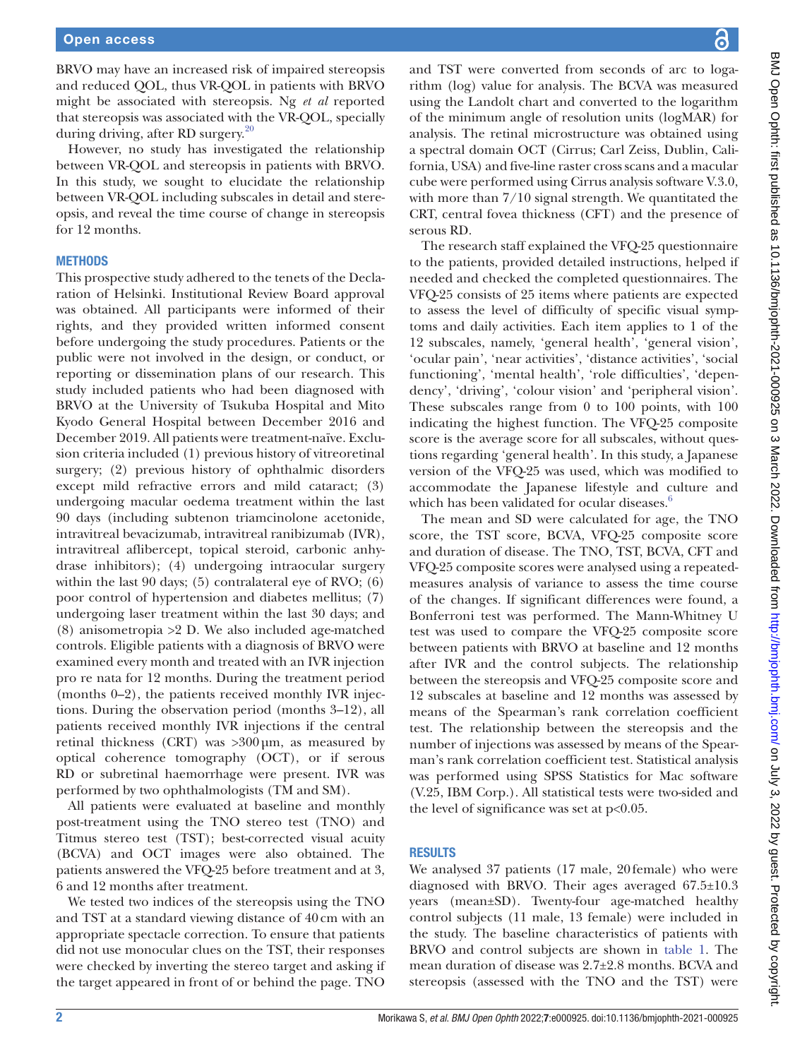BRVO may have an increased risk of impaired stereopsis and reduced QOL, thus VR-QOL in patients with BRVO might be associated with stereopsis. Ng *et al* reported that stereopsis was associated with the VR-QOL, specially during driving, after RD surgery.[20]

However, no study has investigated the relationship between VR-QOL and stereopsis in patients with BRVO. In this study, we sought to elucidate the relationship between VR-QOL including subscales in detail and stereopsis, and reveal the time course of change in stereopsis for 12 months.

## METHODS

This prospective study adhered to the tenets of the Declaration of Helsinki. Institutional Review Board approval was obtained. All participants were informed of their rights, and they provided written informed consent before undergoing the study procedures. Patients or the public were not involved in the design, or conduct, or reporting or dissemination plans of our research. This study included patients who had been diagnosed with BRVO at the University of Tsukuba Hospital and Mito Kyodo General Hospital between December 2016 and December 2019. All patients were treatment-naïve. Exclusion criteria included (1) previous history of vitreoretinal surgery; (2) previous history of ophthalmic disorders except mild refractive errors and mild cataract; (3) undergoing macular oedema treatment within the last 90 days (including subtenon triamcinolone acetonide, intravitreal bevacizumab, intravitreal ranibizumab (IVR), intravitreal aflibercept, topical steroid, carbonic anhydrase inhibitors); (4) undergoing intraocular surgery within the last 90 days; (5) contralateral eye of RVO; (6) poor control of hypertension and diabetes mellitus; (7) undergoing laser treatment within the last 30 days; and (8) anisometropia >2 D. We also included age-matched controls. Eligible patients with a diagnosis of BRVO were examined every month and treated with an IVR injection pro re nata for 12 months. During the treatment period (months 0–2), the patients received monthly IVR injections. During the observation period (months 3–12), all patients received monthly IVR injections if the central retinal thickness (CRT) was >300 µm, as measured by optical coherence tomography (OCT), or if serous RD or subretinal haemorrhage were present. IVR was performed by two ophthalmologists (TM and SM).

All patients were evaluated at baseline and monthly post-treatment using the TNO stereo test (TNO) and Titmus stereo test (TST); best-corrected visual acuity (BCVA) and OCT images were also obtained. The patients answered the VFQ-25 before treatment and at 3, 6 and 12 months after treatment.

We tested two indices of the stereopsis using the TNO and TST at a standard viewing distance of 40 cm with an appropriate spectacle correction. To ensure that patients did not use monocular clues on the TST, their responses were checked by inverting the stereo target and asking if the target appeared in front of or behind the page. TNO and TST were converted from seconds of arc to logarithm (log) value for analysis. The BCVA was measured using the Landolt chart and converted to the logarithm of the minimum angle of resolution units (logMAR) for analysis. The retinal microstructure was obtained using a spectral domain OCT (Cirrus; Carl Zeiss, Dublin, California, USA) and five-line raster cross scans and a macular cube were performed using Cirrus analysis software V.3.0, with more than 7/10 signal strength. We quantitated the CRT, central fovea thickness (CFT) and the presence of serous RD.

The research staff explained the VFQ-25 questionnaire to the patients, provided detailed instructions, helped if needed and checked the completed questionnaires. The VFQ-25 consists of 25 items where patients are expected to assess the level of difficulty of specific visual symptoms and daily activities. Each item applies to 1 of the 12 subscales, namely, 'general health', 'general vision', 'ocular pain', 'near activities', 'distance activities', 'social functioning', 'mental health', 'role difficulties', 'dependency', 'driving', 'colour vision' and 'peripheral vision'. These subscales range from 0 to 100 points, with 100 indicating the highest function. The VFQ-25 composite score is the average score for all subscales, without questions regarding 'general health'. In this study, a Japanese version of the VFQ-25 was used, which was modified to accommodate the Japanese lifestyle and culture and which has been validated for ocular diseases.[6]

The mean and SD were calculated for age, the TNO score, the TST score, BCVA, VFQ-25 composite score and duration of disease. The TNO, TST, BCVA, CFT and VFQ-25 composite scores were analysed using a repeated-measures analysis of variance to assess the time course of the changes. If significant differences were found, a Bonferroni test was performed. The Mann-Whitney U test was used to compare the VFQ-25 composite score between patients with BRVO at baseline and 12 months after IVR and the control subjects. The relationship between the stereopsis and VFQ-25 composite score and 12 subscales at baseline and 12 months was assessed by means of the Spearman's rank correlation coefficient test. The relationship between the stereopsis and the number of injections was assessed by means of the Spearman's rank correlation coefficient test. Statistical analysis was performed using SPSS Statistics for Mac software (V.25, IBM Corp.). All statistical tests were two-sided and the level of significance was set at $p<0.05$.

## RESULTS

We analysed 37 patients (17 male, 20 female) who were diagnosed with BRVO. Their ages averaged 67.5±10.3 years (mean±SD). Twenty-four age-matched healthy control subjects (11 male, 13 female) were included in the study. The baseline characteristics of patients with BRVO and control subjects are shown in table 1. The mean duration of disease was 2.7±2.8 months. BCVA and stereopsis (assessed with the TNO and the TST) were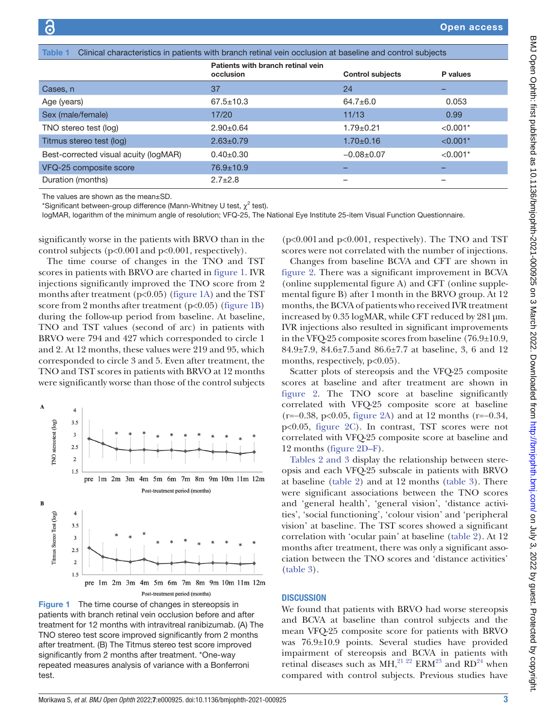**Table 1** Clinical characteristics in patients with branch retinal vein occlusion at baseline and control subjects

| | Patients with branch retinal vein occlusion | Control subjects | P values |
|---|---|---|---|
| Cases, n | 37 | 24 | – |
| Age (years) | 67.5±10.3 | 64.7±6.0 | 0.053 |
| Sex (male/female) | 17/20 | 11/13 | 0.99 |
| TNO stereo test (log) | 2.90±0.64 | 1.79±0.21 | <0.001* |
| Titmus stereo test (log) | 2.63±0.79 | 1.70±0.16 | <0.001* |
| Best-corrected visual acuity (logMAR) | 0.40±0.30 | −0.08±0.07 | <0.001* |
| VFQ-25 composite score | 76.9±10.9 | – | – |
| Duration (months) | 2.7±2.8 | – | – |

The values are shown as the mean±SD.
*Significant between-group difference (Mann-Whitney U test, $\chi^2$ test).
logMAR, logarithm of the minimum angle of resolution; VFQ-25, The National Eye Institute 25-item Visual Function Questionnaire.

significantly worse in the patients with BRVO than in the control subjects (p<0.001 and p<0.001, respectively).

The time course of changes in the TNO and TST scores in patients with BRVO are charted in figure 1. IVR injections significantly improved the TNO score from 2 months after treatment (p<0.05) (figure 1A) and the TST score from 2 months after treatment (p<0.05) (figure 1B) during the follow-up period from baseline. At baseline, TNO and TST values (second of arc) in patients with BRVO were 794 and 427 which corresponded to circle 1 and 2. At 12 months, these values were 219 and 95, which corresponded to circle 3 and 5. Even after treatment, the TNO and TST scores in patients with BRVO at 12 months were significantly worse than those of the control subjects (p<0.001 and p<0.001, respectively). The TNO and TST scores were not correlated with the number of injections.

**Figure 1** The time course of changes in stereopsis in patients with branch retinal vein occlusion before and after treatment for 12 months with intravitreal ranibizumab. (A) The TNO stereo test score improved significantly from 2 months after treatment. (B) The Titmus stereo test score improved significantly from 2 months after treatment. *One-way repeated measures analysis of variance with a Bonferroni test.

Changes from baseline BCVA and CFT are shown in figure 2. There was a significant improvement in BCVA (online supplemental figure A) and CFT (online supplemental figure B) after 1 month in the BRVO group. At 12 months, the BCVA of patients who received IVR treatment increased by 0.35 logMAR, while CFT reduced by 281 µm. IVR injections also resulted in significant improvements in the VFQ-25 composite scores from baseline (76.9±10.9, 84.9±7.9, 84.6±7.5 and 86.6±7.7 at baseline, 3, 6 and 12 months, respectively, p<0.05).

Scatter plots of stereopsis and the VFQ-25 composite scores at baseline and after treatment are shown in figure 2. The TNO score at baseline significantly correlated with VFQ-25 composite score at baseline (r=−0.38, p<0.05, figure 2A) and at 12 months (r=−0.34, p<0.05, figure 2C). In contrast, TST scores were not correlated with VFQ-25 composite score at baseline and 12 months (figure 2D–F).

Tables 2 and 3 display the relationship between stereopsis and each VFQ-25 subscale in patients with BRVO at baseline (table 2) and at 12 months (table 3). There were significant associations between the TNO scores and 'general health', 'general vision', 'distance activities', 'social functioning', 'colour vision' and 'peripheral vision' at baseline. The TST scores showed a significant correlation with 'ocular pain' at baseline (table 2). At 12 months after treatment, there was only a significant association between the TNO scores and 'distance activities' (table 3).

## DISCUSSION

We found that patients with BRVO had worse stereopsis and BCVA at baseline than control subjects and the mean VFQ-25 composite score for patients with BRVO was 76.9±10.9 points. Several studies have provided impairment of stereopsis and BCVA in patients with retinal diseases such as MH,[21 22] ERM[23] and RD[24] when compared with control subjects. Previous studies have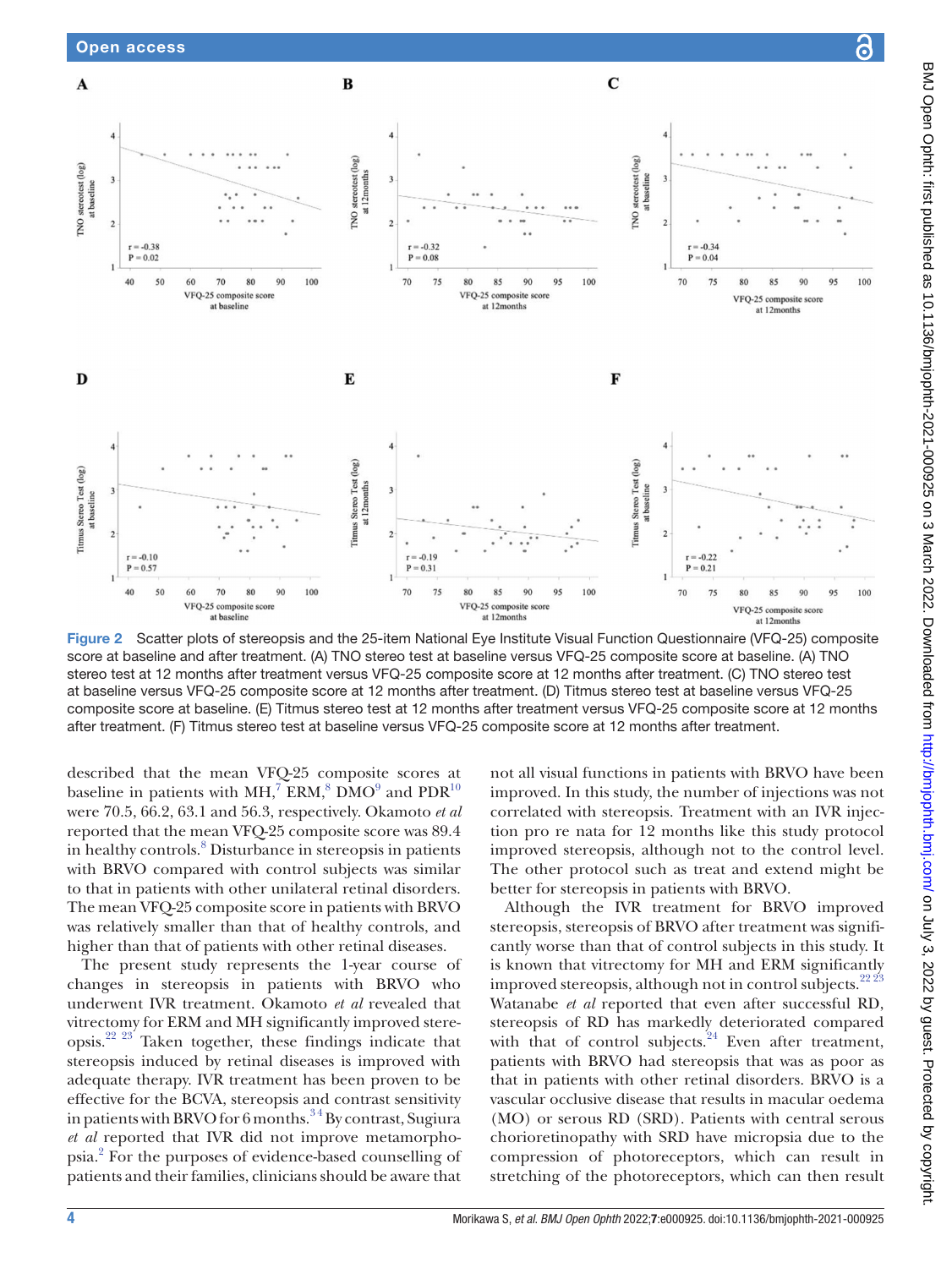Figure 2 Scatter plots of stereopsis and the 25-item National Eye Institute Visual Function Questionnaire (VFQ-25) composite score at baseline and after treatment. (A) TNO stereo test at baseline versus VFQ-25 composite score at baseline. (A) TNO stereo test at 12 months after treatment versus VFQ-25 composite score at 12 months after treatment. (C) TNO stereo test at baseline versus VFQ-25 composite score at 12 months after treatment. (D) Titmus stereo test at baseline versus VFQ-25 composite score at baseline. (E) Titmus stereo test at 12 months after treatment versus VFQ-25 composite score at 12 months after treatment. (F) Titmus stereo test at baseline versus VFQ-25 composite score at 12 months after treatment.

described that the mean VFQ-25 composite scores at baseline in patients with MH,[7] ERM,[8] DMO[9] and PDR[10] were 70.5, 66.2, 63.1 and 56.3, respectively. Okamoto *et al* reported that the mean VFQ-25 composite score was 89.4 in healthy controls.[8] Disturbance in stereopsis in patients with BRVO compared with control subjects was similar to that in patients with other unilateral retinal disorders. The mean VFQ-25 composite score in patients with BRVO was relatively smaller than that of healthy controls, and higher than that of patients with other retinal diseases.

The present study represents the 1-year course of changes in stereopsis in patients with BRVO who underwent IVR treatment. Okamoto *et al* revealed that vitrectomy for ERM and MH significantly improved stereopsis.[22 23] Taken together, these findings indicate that stereopsis induced by retinal diseases is improved with adequate therapy. IVR treatment has been proven to be effective for the BCVA, stereopsis and contrast sensitivity in patients with BRVO for 6 months.[3 4] By contrast, Sugiura *et al* reported that IVR did not improve metamorphopsia.[2] For the purposes of evidence-based counselling of patients and their families, clinicians should be aware that not all visual functions in patients with BRVO have been improved. In this study, the number of injections was not correlated with stereopsis. Treatment with an IVR injection pro re nata for 12 months like this study protocol improved stereopsis, although not to the control level. The other protocol such as treat and extend might be better for stereopsis in patients with BRVO.

Although the IVR treatment for BRVO improved stereopsis, stereopsis of BRVO after treatment was significantly worse than that of control subjects in this study. It is known that vitrectomy for MH and ERM significantly improved stereopsis, although not in control subjects.[22 23] Watanabe *et al* reported that even after successful RD, stereopsis of RD has markedly deteriorated compared with that of control subjects.[24] Even after treatment, patients with BRVO had stereopsis that was as poor as that in patients with other retinal disorders. BRVO is a vascular occlusive disease that results in macular oedema (MO) or serous RD (SRD). Patients with central serous chorioretinopathy with SRD have micropsia due to the compression of photoreceptors, which can result in stretching of the photoreceptors, which can then result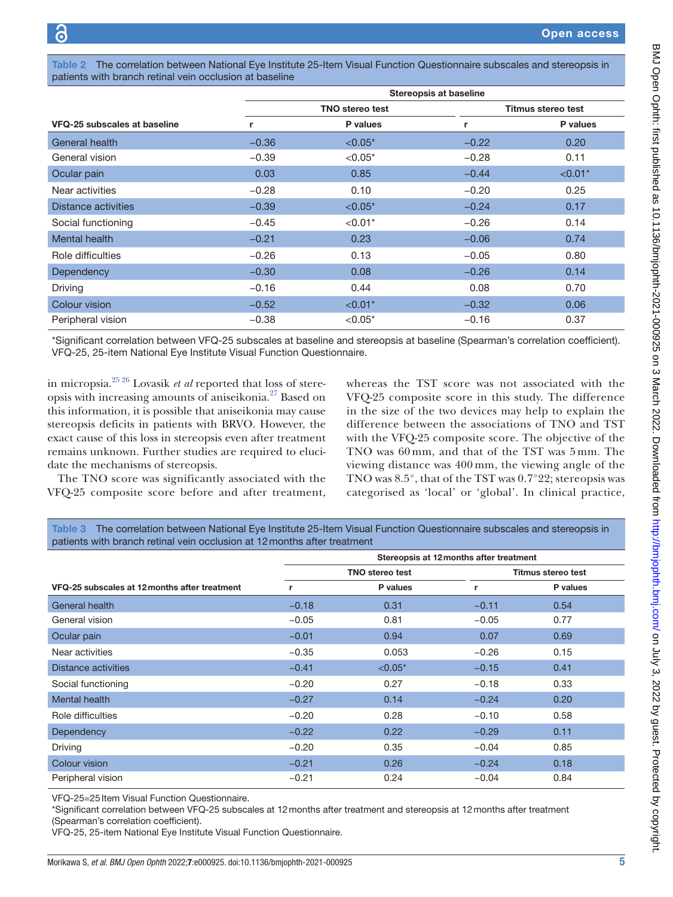**Table 2** The correlation between National Eye Institute 25-Item Visual Function Questionnaire subscales and stereopsis in patients with branch retinal vein occlusion at baseline

| | Stereopsis at baseline | | | |
|---|---|---|---|---|
| | TNO stereo test | | Titmus stereo test | |
| VFQ-25 subscales at baseline | r | P values | r | P values |
| General health | −0.36 | <0.05* | −0.22 | 0.20 |
| General vision | −0.39 | <0.05* | −0.28 | 0.11 |
| Ocular pain | 0.03 | 0.85 | −0.44 | <0.01* |
| Near activities | −0.28 | 0.10 | −0.20 | 0.25 |
| Distance activities | −0.39 | <0.05* | −0.24 | 0.17 |
| Social functioning | −0.45 | <0.01* | −0.26 | 0.14 |
| Mental health | −0.21 | 0.23 | −0.06 | 0.74 |
| Role difficulties | −0.26 | 0.13 | −0.05 | 0.80 |
| Dependency | −0.30 | 0.08 | −0.26 | 0.14 |
| Driving | −0.16 | 0.44 | 0.08 | 0.70 |
| Colour vision | −0.52 | <0.01* | −0.32 | 0.06 |
| Peripheral vision | −0.38 | <0.05* | −0.16 | 0.37 |

*Significant correlation between VFQ-25 subscales at baseline and stereopsis at baseline (Spearman's correlation coefficient).
VFQ-25, 25-item National Eye Institute Visual Function Questionnaire.

in micropsia.[25,26] Lovasik *et al* reported that loss of stereopsis with increasing amounts of aniseikonia.[27] Based on this information, it is possible that aniseikonia may cause stereopsis deficits in patients with BRVO. However, the exact cause of this loss in stereopsis even after treatment remains unknown. Further studies are required to elucidate the mechanisms of stereopsis.

The TNO score was significantly associated with the VFQ-25 composite score before and after treatment, whereas the TST score was not associated with the VFQ-25 composite score in this study. The difference in the size of the two devices may help to explain the difference between the associations of TNO and TST with the VFQ-25 composite score. The objective of the TNO was 60 mm, and that of the TST was 5 mm. The viewing distance was 400 mm, the viewing angle of the TNO was 8.5°, that of the TST was 0.7°22; stereopsis was categorised as 'local' or 'global'. In clinical practice,

**Table 3** The correlation between National Eye Institute 25-Item Visual Function Questionnaire subscales and stereopsis in patients with branch retinal vein occlusion at 12 months after treatment

| | Stereopsis at 12 months after treatment | | | |
|---|---|---|---|---|
| | TNO stereo test | | Titmus stereo test | |
| VFQ-25 subscales at 12 months after treatment | r | P values | r | P values |
| General health | −0.18 | 0.31 | −0.11 | 0.54 |
| General vision | −0.05 | 0.81 | −0.05 | 0.77 |
| Ocular pain | −0.01 | 0.94 | 0.07 | 0.69 |
| Near activities | −0.35 | 0.053 | −0.26 | 0.15 |
| Distance activities | −0.41 | <0.05* | −0.15 | 0.41 |
| Social functioning | −0.20 | 0.27 | −0.18 | 0.33 |
| Mental health | −0.27 | 0.14 | −0.24 | 0.20 |
| Role difficulties | −0.20 | 0.28 | −0.10 | 0.58 |
| Dependency | −0.22 | 0.22 | −0.29 | 0.11 |
| Driving | −0.20 | 0.35 | −0.04 | 0.85 |
| Colour vision | −0.21 | 0.26 | −0.24 | 0.18 |
| Peripheral vision | −0.21 | 0.24 | −0.04 | 0.84 |

VFQ-25=25 Item Visual Function Questionnaire.
*Significant correlation between VFQ-25 subscales at 12 months after treatment and stereopsis at 12 months after treatment (Spearman's correlation coefficient).
VFQ-25, 25-item National Eye Institute Visual Function Questionnaire.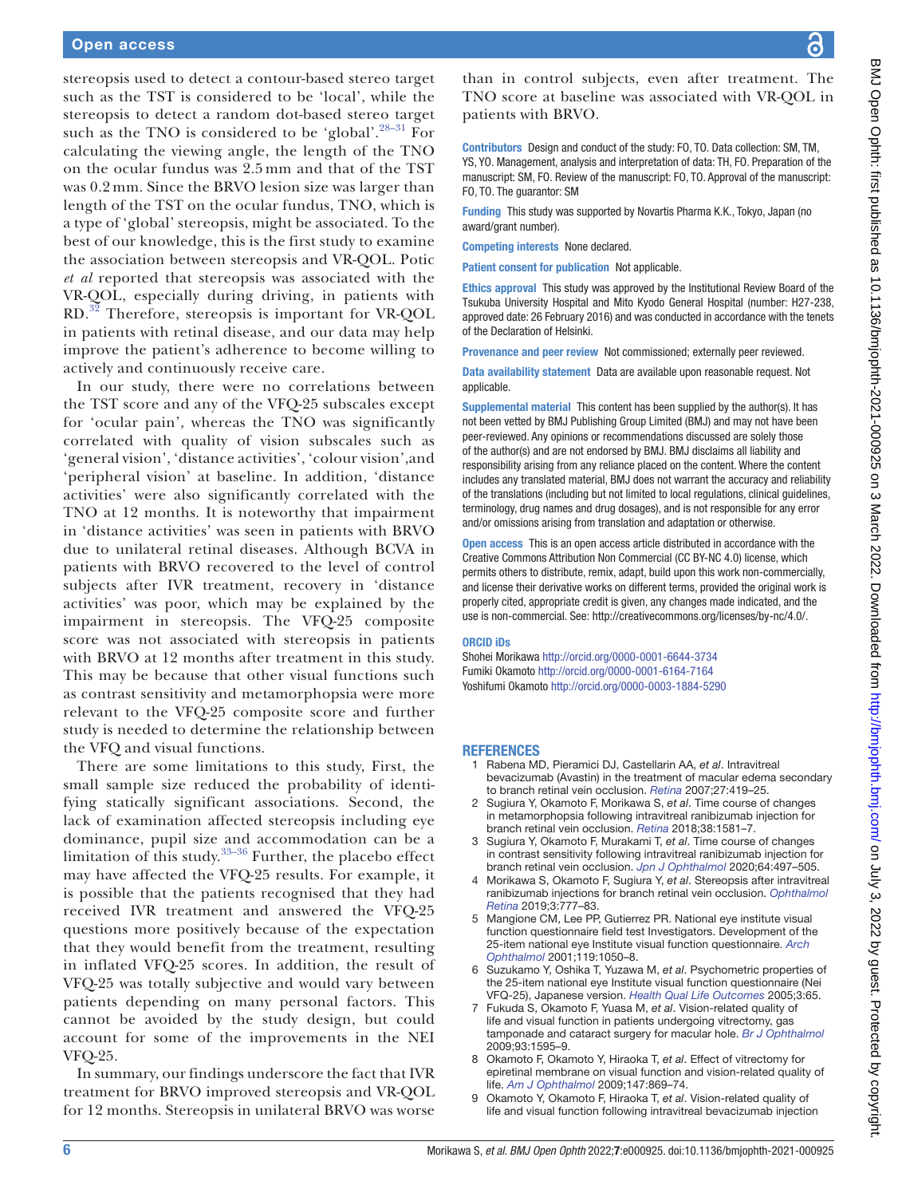stereopsis used to detect a contour-based stereo target such as the TST is considered to be 'local', while the stereopsis to detect a random dot-based stereo target such as the TNO is considered to be 'global'.[28–31] For calculating the viewing angle, the length of the TNO on the ocular fundus was 2.5 mm and that of the TST was 0.2 mm. Since the BRVO lesion size was larger than length of the TST on the ocular fundus, TNO, which is a type of 'global' stereopsis, might be associated. To the best of our knowledge, this is the first study to examine the association between stereopsis and VR-QOL. Potic *et al* reported that stereopsis was associated with the VR-QOL, especially during driving, in patients with RD.[32] Therefore, stereopsis is important for VR-QOL in patients with retinal disease, and our data may help improve the patient's adherence to become willing to actively and continuously receive care.

In our study, there were no correlations between the TST score and any of the VFQ-25 subscales except for 'ocular pain', whereas the TNO was significantly correlated with quality of vision subscales such as 'general vision', 'distance activities', 'colour vision',and 'peripheral vision' at baseline. In addition, 'distance activities' were also significantly correlated with the TNO at 12 months. It is noteworthy that impairment in 'distance activities' was seen in patients with BRVO due to unilateral retinal diseases. Although BCVA in patients with BRVO recovered to the level of control subjects after IVR treatment, recovery in 'distance activities' was poor, which may be explained by the impairment in stereopsis. The VFQ-25 composite score was not associated with stereopsis in patients with BRVO at 12 months after treatment in this study. This may be because that other visual functions such as contrast sensitivity and metamorphopsia were more relevant to the VFQ-25 composite score and further study is needed to determine the relationship between the VFQ and visual functions.

There are some limitations to this study, First, the small sample size reduced the probability of identifying statically significant associations. Second, the lack of examination affected stereopsis including eye dominance, pupil size and accommodation can be a limitation of this study.[33–36] Further, the placebo effect may have affected the VFQ-25 results. For example, it is possible that the patients recognised that they had received IVR treatment and answered the VFQ-25 questions more positively because of the expectation that they would benefit from the treatment, resulting in inflated VFQ-25 scores. In addition, the result of VFQ-25 was totally subjective and would vary between patients depending on many personal factors. This cannot be avoided by the study design, but could account for some of the improvements in the NEI VFQ-25.

In summary, our findings underscore the fact that IVR treatment for BRVO improved stereopsis and VR-QOL for 12 months. Stereopsis in unilateral BRVO was worse than in control subjects, even after treatment. The TNO score at baseline was associated with VR-QOL in patients with BRVO.

**Contributors** Design and conduct of the study: FO, TO. Data collection: SM, TM, YS, YO. Management, analysis and interpretation of data: TH, FO. Preparation of the manuscript: SM, FO. Review of the manuscript: FO, TO. Approval of the manuscript: FO, TO. The guarantor: SM

**Funding** This study was supported by Novartis Pharma K.K., Tokyo, Japan (no award/grant number).

**Competing interests** None declared.

**Patient consent for publication** Not applicable.

**Ethics approval** This study was approved by the Institutional Review Board of the Tsukuba University Hospital and Mito Kyodo General Hospital (number: H27-238, approved date: 26 February 2016) and was conducted in accordance with the tenets of the Declaration of Helsinki.

**Provenance and peer review** Not commissioned; externally peer reviewed.

**Data availability statement** Data are available upon reasonable request. Not applicable.

**Supplemental material** This content has been supplied by the author(s). It has not been vetted by BMJ Publishing Group Limited (BMJ) and may not have been peer-reviewed. Any opinions or recommendations discussed are solely those of the author(s) and are not endorsed by BMJ. BMJ disclaims all liability and responsibility arising from any reliance placed on the content. Where the content includes any translated material, BMJ does not warrant the accuracy and reliability of the translations (including but not limited to local regulations, clinical guidelines, terminology, drug names and drug dosages), and is not responsible for any error and/or omissions arising from translation and adaptation or otherwise.

**Open access** This is an open access article distributed in accordance with the Creative Commons Attribution Non Commercial (CC BY-NC 4.0) license, which permits others to distribute, remix, adapt, build upon this work non-commercially, and license their derivative works on different terms, provided the original work is properly cited, appropriate credit is given, any changes made indicated, and the use is non-commercial. See: http://creativecommons.org/licenses/by-nc/4.0/.

**ORCID iDs**

Shohei Morikawa http://orcid.org/0000-0001-6644-3734
Fumiki Okamoto http://orcid.org/0000-0001-6164-7164
Yoshifumi Okamoto http://orcid.org/0000-0003-1884-5290

## REFERENCES

1. Rabena MD, Pieramici DJ, Castellarin AA, *et al*. Intravitreal bevacizumab (Avastin) in the treatment of macular edema secondary to branch retinal vein occlusion. *Retina* 2007;27:419–25.
2. Sugiura Y, Okamoto F, Morikawa S, *et al*. Time course of changes in metamorphopsia following intravitreal ranibizumab injection for branch retinal vein occlusion. *Retina* 2018;38:1581–7.
3. Sugiura Y, Okamoto F, Murakami T, *et al*. Time course of changes in contrast sensitivity following intravitreal ranibizumab injection for branch retinal vein occlusion. *Jpn J Ophthalmol* 2020;64:497–505.
4. Morikawa S, Okamoto F, Sugiura Y, *et al*. Stereopsis after intravitreal ranibizumab injections for branch retinal vein occlusion. *Ophthalmol Retina* 2019;3:777–83.
5. Mangione CM, Lee PP, Gutierrez PR. National eye institute visual function questionnaire field test Investigators. Development of the 25-item national eye Institute visual function questionnaire. *Arch Ophthalmol* 2001;119:1050–8.
6. Suzukamo Y, Oshika T, Yuzawa M, *et al*. Psychometric properties of the 25-item national eye Institute visual function questionnaire (Nei VFQ-25), Japanese version. *Health Qual Life Outcomes* 2005;3:65.
7. Fukuda S, Okamoto F, Yuasa M, *et al*. Vision-related quality of life and visual function in patients undergoing vitrectomy, gas tamponade and cataract surgery for macular hole. *Br J Ophthalmol* 2009;93:1595–9.
8. Okamoto F, Okamoto Y, Hiraoka T, *et al*. Effect of vitrectomy for epiretinal membrane on visual function and vision-related quality of life. *Am J Ophthalmol* 2009;147:869–74.
9. Okamoto Y, Okamoto F, Hiraoka T, *et al*. Vision-related quality of life and visual function following intravitreal bevacizumab injection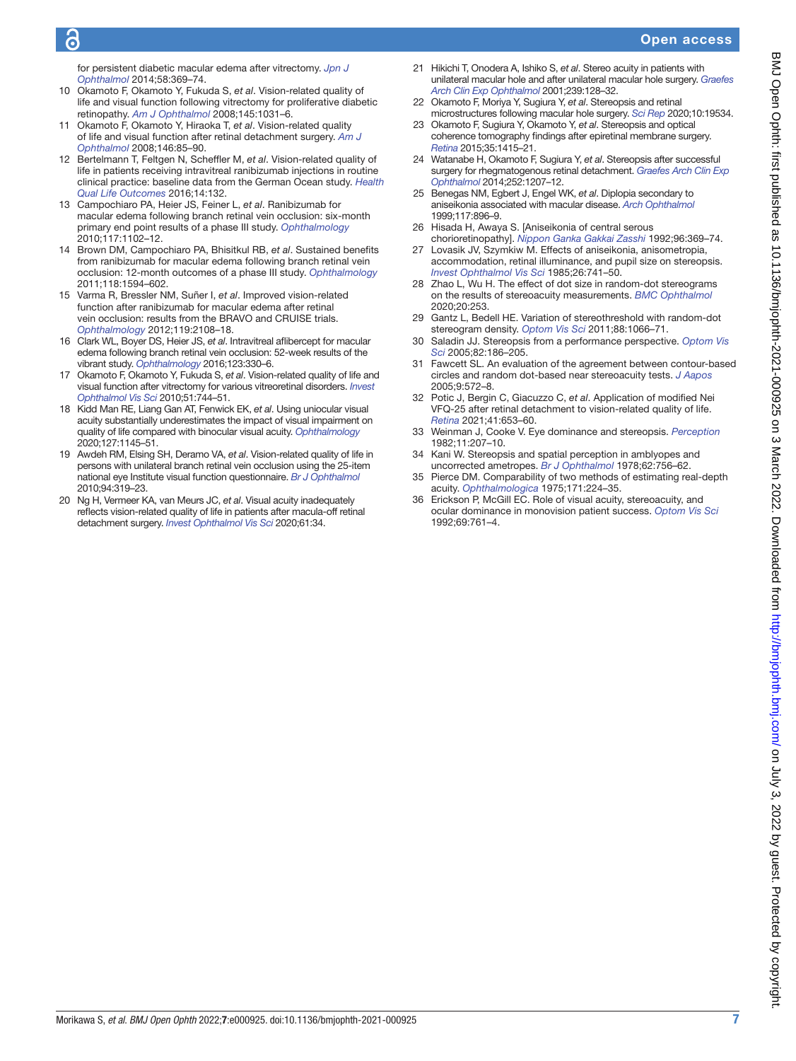for persistent diabetic macular edema after vitrectomy. *Jpn J Ophthalmol* 2014;58:369–74.

10 Okamoto F, Okamoto Y, Fukuda S, *et al*. Vision-related quality of life and visual function following vitrectomy for proliferative diabetic retinopathy. *Am J Ophthalmol* 2008;145:1031–6.
11 Okamoto F, Okamoto Y, Hiraoka T, *et al*. Vision-related quality of life and visual function after retinal detachment surgery. *Am J Ophthalmol* 2008;146:85–90.
12 Bertelmann T, Feltgen N, Scheffler M, *et al*. Vision-related quality of life in patients receiving intravitreal ranibizumab injections in routine clinical practice: baseline data from the German Ocean study. *Health Qual Life Outcomes* 2016;14:132.
13 Campochiaro PA, Heier JS, Feiner L, *et al*. Ranibizumab for macular edema following branch retinal vein occlusion: six-month primary end point results of a phase III study. *Ophthalmology* 2010;117:1102–12.
14 Brown DM, Campochiaro PA, Bhisitkul RB, *et al*. Sustained benefits from ranibizumab for macular edema following branch retinal vein occlusion: 12-month outcomes of a phase III study. *Ophthalmology* 2011;118:1594–602.
15 Varma R, Bressler NM, Suñer I, *et al*. Improved vision-related function after ranibizumab for macular edema after retinal vein occlusion: results from the BRAVO and CRUISE trials. *Ophthalmology* 2012;119:2108–18.
16 Clark WL, Boyer DS, Heier JS, *et al*. Intravitreal aflibercept for macular edema following branch retinal vein occlusion: 52-week results of the vibrant study. *Ophthalmology* 2016;123:330–6.
17 Okamoto F, Okamoto Y, Fukuda S, *et al*. Vision-related quality of life and visual function after vitrectomy for various vitreoretinal disorders. *Invest Ophthalmol Vis Sci* 2010;51:744–51.
18 Kidd Man RE, Liang Gan AT, Fenwick EK, *et al*. Using uniocular visual acuity substantially underestimates the impact of visual impairment on quality of life compared with binocular visual acuity. *Ophthalmology* 2020;127:1145–51.
19 Awdeh RM, Elsing SH, Deramo VA, *et al*. Vision-related quality of life in persons with unilateral branch retinal vein occlusion using the 25-item national eye Institute visual function questionnaire. *Br J Ophthalmol* 2010;94:319–23.
20 Ng H, Vermeer KA, van Meurs JC, *et al*. Visual acuity inadequately reflects vision-related quality of life in patients after macula-off retinal detachment surgery. *Invest Ophthalmol Vis Sci* 2020;61:34.
21 Hikichi T, Onodera A, Ishiko S, *et al*. Stereo acuity in patients with unilateral macular hole and after unilateral macular hole surgery. *Graefes Arch Clin Exp Ophthalmol* 2001;239:128–32.
22 Okamoto F, Moriya Y, Sugiura Y, *et al*. Stereopsis and retinal microstructures following macular hole surgery. *Sci Rep* 2020;10:19534.
23 Okamoto F, Sugiura Y, Okamoto Y, *et al*. Stereopsis and optical coherence tomography findings after epiretinal membrane surgery. *Retina* 2015;35:1415–21.
24 Watanabe H, Okamoto F, Sugiura Y, *et al*. Stereopsis after successful surgery for rhegmatogenous retinal detachment. *Graefes Arch Clin Exp Ophthalmol* 2014;252:1207–12.
25 Benegas NM, Egbert J, Engel WK, *et al*. Diplopia secondary to aniseikonia associated with macular disease. *Arch Ophthalmol* 1999;117:896–9.
26 Hisada H, Awaya S. [Aniseikonia of central serous chorioretinopathy]. *Nippon Ganka Gakkai Zasshi* 1992;96:369–74.
27 Lovasik JV, Szymkiw M. Effects of aniseikonia, anisometropia, accommodation, retinal illuminance, and pupil size on stereopsis. *Invest Ophthalmol Vis Sci* 1985;26:741–50.
28 Zhao L, Wu H. The effect of dot size in random-dot stereograms on the results of stereoacuity measurements. *BMC Ophthalmol* 2020;20:253.
29 Gantz L, Bedell HE. Variation of stereothreshold with random-dot stereogram density. *Optom Vis Sci* 2011;88:1066–71.
30 Saladin JJ. Stereopsis from a performance perspective. *Optom Vis Sci* 2005;82:186–205.
31 Fawcett SL. An evaluation of the agreement between contour-based circles and random dot-based near stereoacuity tests. *J Aapos* 2005;9:572–8.
32 Potic J, Bergin C, Giacuzzo C, *et al*. Application of modified Nei VFQ-25 after retinal detachment to vision-related quality of life. *Retina* 2021;41:653–60.
33 Weinman J, Cooke V. Eye dominance and stereopsis. *Perception* 1982;11:207–10.
34 Kani W. Stereopsis and spatial perception in amblyopes and uncorrected ametropes. *Br J Ophthalmol* 1978;62:756–62.
35 Pierce DM. Comparability of two methods of estimating real-depth acuity. *Ophthalmologica* 1975;171:224–35.
36 Erickson P, McGill EC. Role of visual acuity, stereoacuity, and ocular dominance in monovision patient success. *Optom Vis Sci* 1992;69:761–4.